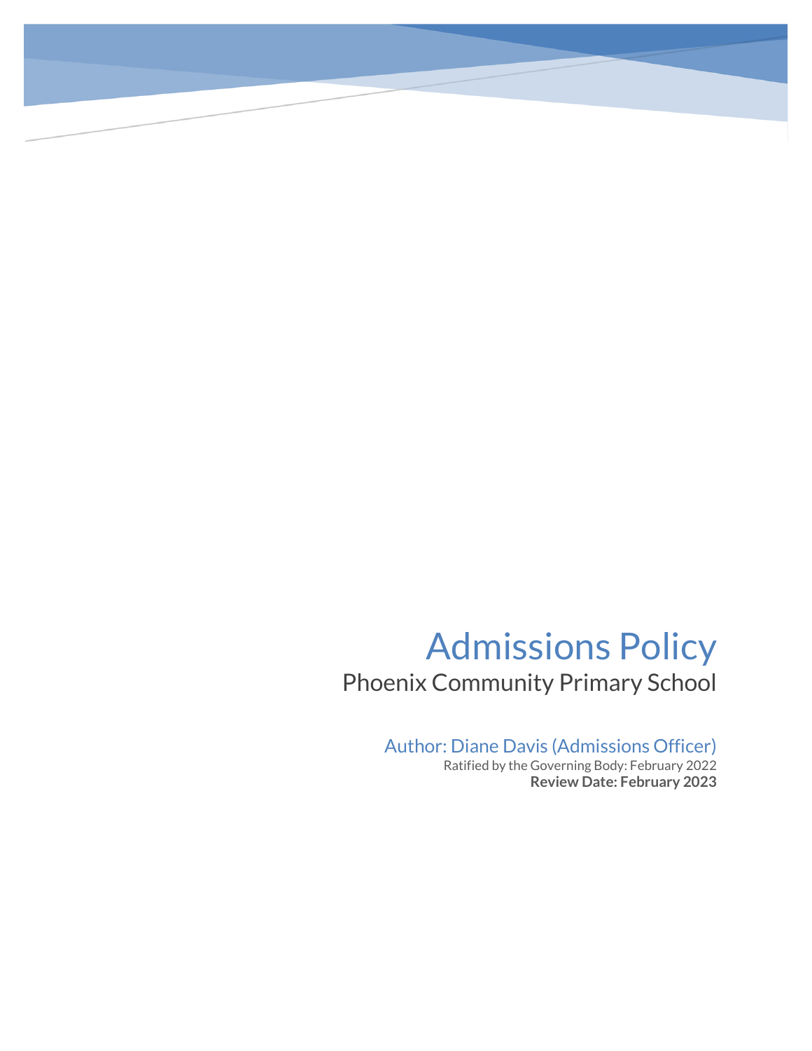# Admissions Policy

## Phoenix Community Primary School

### Author: Diane Davis (Admissions Officer)

Ratified by the Governing Body: February 2022

**Review Date: February 2023**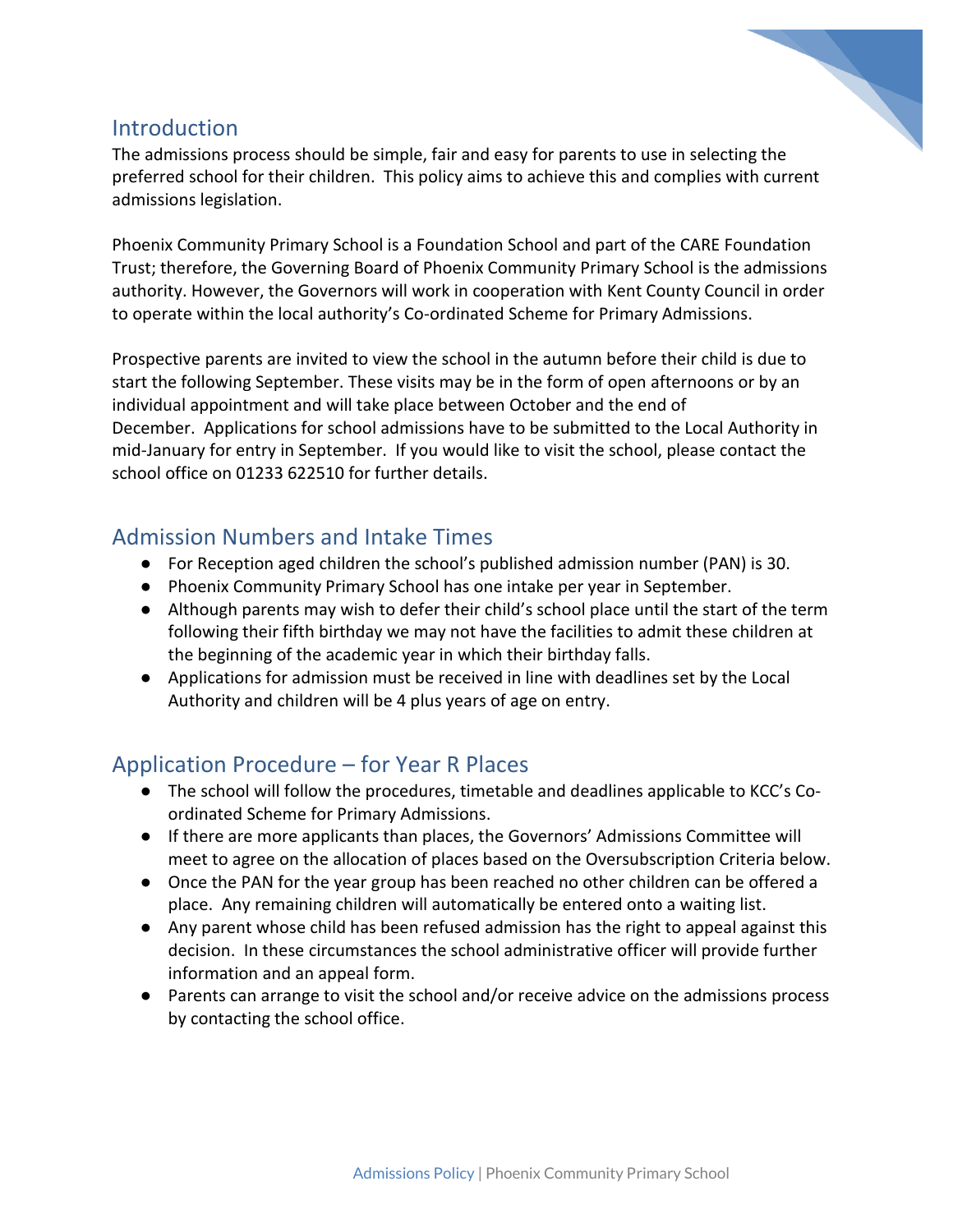## Introduction

The admissions process should be simple, fair and easy for parents to use in selecting the preferred school for their children. This policy aims to achieve this and complies with current admissions legislation.

Phoenix Community Primary School is a Foundation School and part of the CARE Foundation Trust; therefore, the Governing Board of Phoenix Community Primary School is the admissions authority. However, the Governors will work in cooperation with Kent County Council in order to operate within the local authority's Co-ordinated Scheme for Primary Admissions.

Prospective parents are invited to view the school in the autumn before their child is due to start the following September. These visits may be in the form of open afternoons or by an individual appointment and will take place between October and the end of December. Applications for school admissions have to be submitted to the Local Authority in mid-January for entry in September. If you would like to visit the school, please contact the school office on 01233 622510 for further details.

## Admission Numbers and Intake Times

- For Reception aged children the school's published admission number (PAN) is 30.
- Phoenix Community Primary School has one intake per year in September.
- Although parents may wish to defer their child's school place until the start of the term following their fifth birthday we may not have the facilities to admit these children at the beginning of the academic year in which their birthday falls.
- Applications for admission must be received in line with deadlines set by the Local Authority and children will be 4 plus years of age on entry.

## Application Procedure – for Year R Places

- The school will follow the procedures, timetable and deadlines applicable to KCC's Co-ordinated Scheme for Primary Admissions.
- If there are more applicants than places, the Governors' Admissions Committee will meet to agree on the allocation of places based on the Oversubscription Criteria below.
- Once the PAN for the year group has been reached no other children can be offered a place. Any remaining children will automatically be entered onto a waiting list.
- Any parent whose child has been refused admission has the right to appeal against this decision. In these circumstances the school administrative officer will provide further information and an appeal form.
- Parents can arrange to visit the school and/or receive advice on the admissions process by contacting the school office.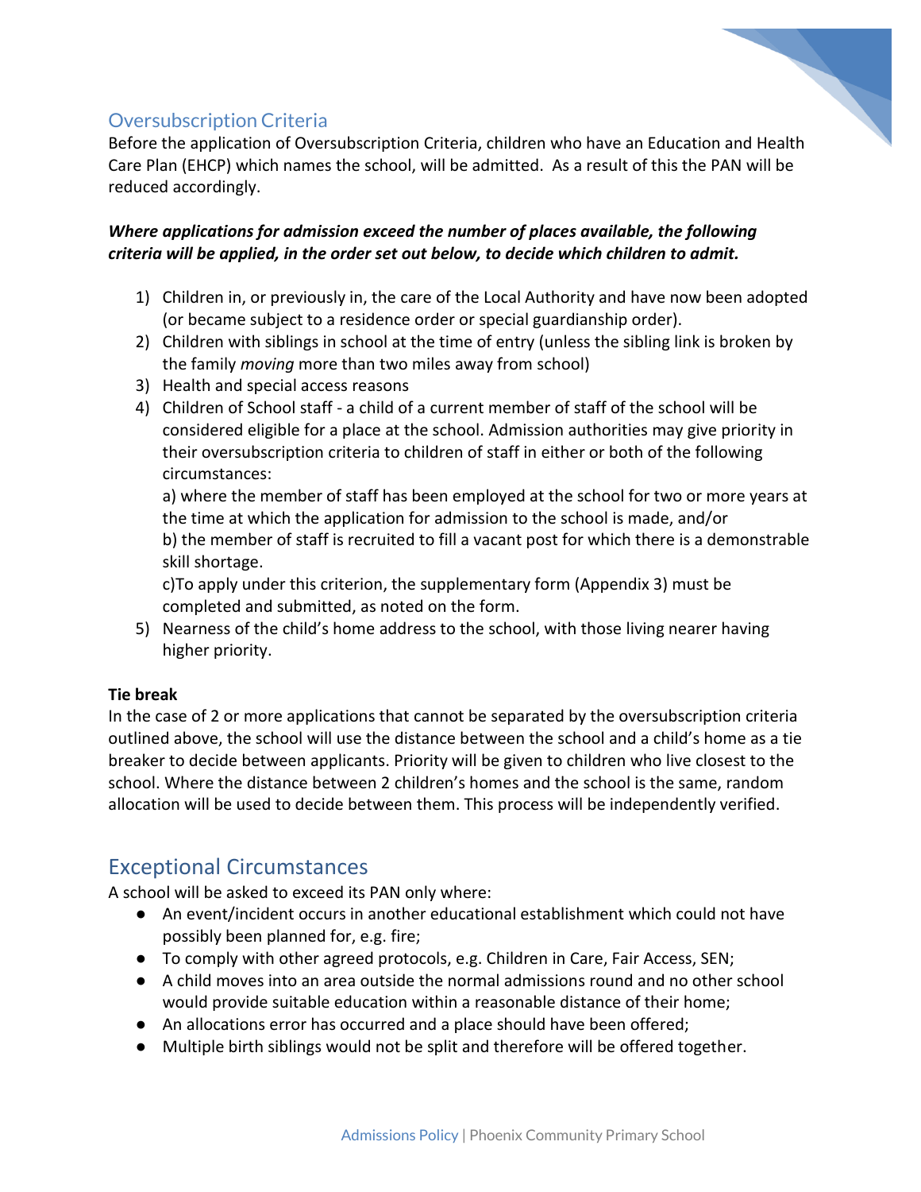## Oversubscription Criteria

Before the application of Oversubscription Criteria, children who have an Education and Health Care Plan (EHCP) which names the school, will be admitted. As a result of this the PAN will be reduced accordingly.

***Where applications for admission exceed the number of places available, the following criteria will be applied, in the order set out below, to decide which children to admit.***

1) Children in, or previously in, the care of the Local Authority and have now been adopted (or became subject to a residence order or special guardianship order).
2) Children with siblings in school at the time of entry (unless the sibling link is broken by the family *moving* more than two miles away from school)
3) Health and special access reasons
4) Children of School staff - a child of a current member of staff of the school will be considered eligible for a place at the school. Admission authorities may give priority in their oversubscription criteria to children of staff in either or both of the following circumstances:

   a) where the member of staff has been employed at the school for two or more years at the time at which the application for admission to the school is made, and/or

   b) the member of staff is recruited to fill a vacant post for which there is a demonstrable skill shortage.

   c)To apply under this criterion, the supplementary form (Appendix 3) must be completed and submitted, as noted on the form.
5) Nearness of the child's home address to the school, with those living nearer having higher priority.

**Tie break**

In the case of 2 or more applications that cannot be separated by the oversubscription criteria outlined above, the school will use the distance between the school and a child's home as a tie breaker to decide between applicants. Priority will be given to children who live closest to the school. Where the distance between 2 children's homes and the school is the same, random allocation will be used to decide between them. This process will be independently verified.

## Exceptional Circumstances

A school will be asked to exceed its PAN only where:

- An event/incident occurs in another educational establishment which could not have possibly been planned for, e.g. fire;
- To comply with other agreed protocols, e.g. Children in Care, Fair Access, SEN;
- A child moves into an area outside the normal admissions round and no other school would provide suitable education within a reasonable distance of their home;
- An allocations error has occurred and a place should have been offered;
- Multiple birth siblings would not be split and therefore will be offered together.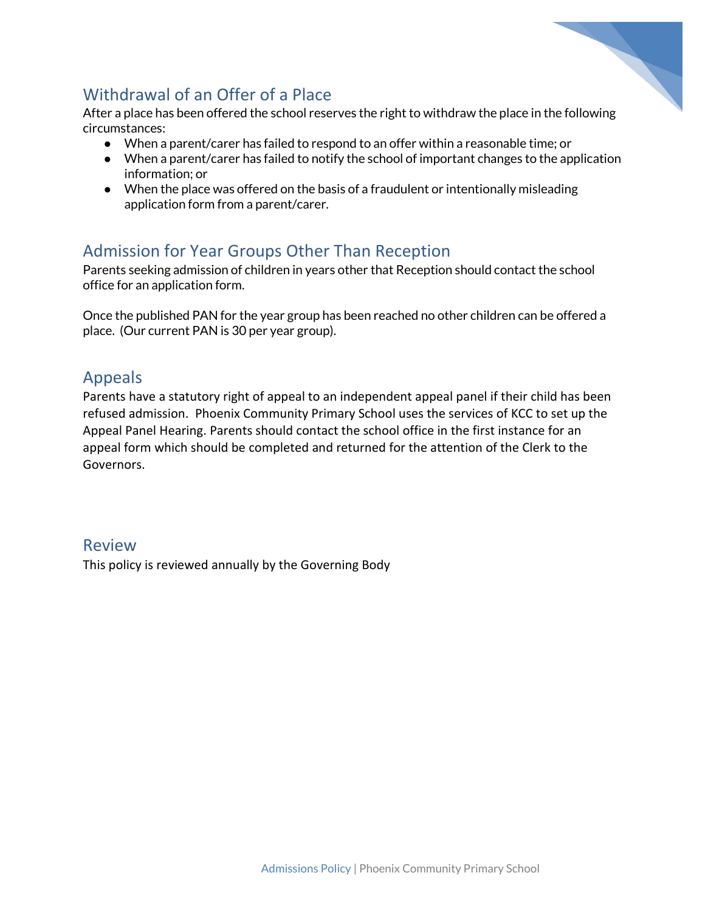## Withdrawal of an Offer of a Place

After a place has been offered the school reserves the right to withdraw the place in the following circumstances:

- When a parent/carer has failed to respond to an offer within a reasonable time; or
- When a parent/carer has failed to notify the school of important changes to the application information; or
- When the place was offered on the basis of a fraudulent or intentionally misleading application form from a parent/carer.

## Admission for Year Groups Other Than Reception

Parents seeking admission of children in years other that Reception should contact the school office for an application form.

Once the published PAN for the year group has been reached no other children can be offered a place. (Our current PAN is 30 per year group).

## Appeals

Parents have a statutory right of appeal to an independent appeal panel if their child has been refused admission. Phoenix Community Primary School uses the services of KCC to set up the Appeal Panel Hearing. Parents should contact the school office in the first instance for an appeal form which should be completed and returned for the attention of the Clerk to the Governors.

## Review

This policy is reviewed annually by the Governing Body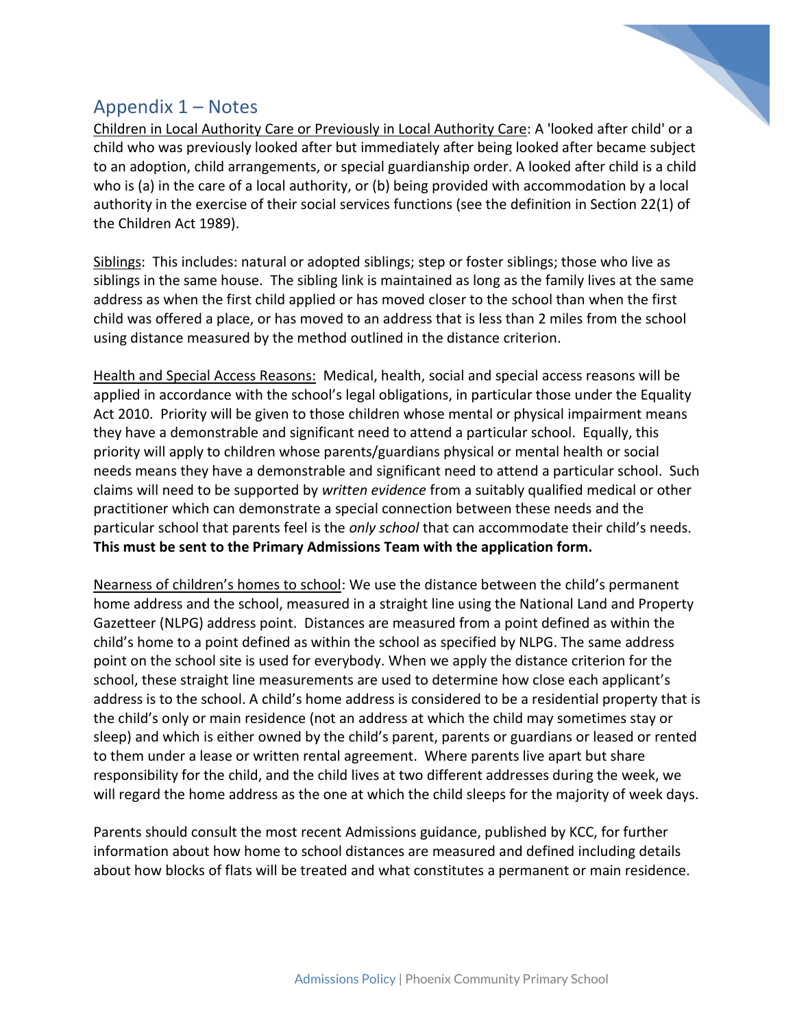## Appendix 1 – Notes

Children in Local Authority Care or Previously in Local Authority Care: A 'looked after child' or a child who was previously looked after but immediately after being looked after became subject to an adoption, child arrangements, or special guardianship order. A looked after child is a child who is (a) in the care of a local authority, or (b) being provided with accommodation by a local authority in the exercise of their social services functions (see the definition in Section 22(1) of the Children Act 1989).

Siblings: This includes: natural or adopted siblings; step or foster siblings; those who live as siblings in the same house. The sibling link is maintained as long as the family lives at the same address as when the first child applied or has moved closer to the school than when the first child was offered a place, or has moved to an address that is less than 2 miles from the school using distance measured by the method outlined in the distance criterion.

Health and Special Access Reasons: Medical, health, social and special access reasons will be applied in accordance with the school's legal obligations, in particular those under the Equality Act 2010. Priority will be given to those children whose mental or physical impairment means they have a demonstrable and significant need to attend a particular school. Equally, this priority will apply to children whose parents/guardians physical or mental health or social needs means they have a demonstrable and significant need to attend a particular school. Such claims will need to be supported by *written evidence* from a suitably qualified medical or other practitioner which can demonstrate a special connection between these needs and the particular school that parents feel is the *only school* that can accommodate their child's needs. **This must be sent to the Primary Admissions Team with the application form.**

Nearness of children's homes to school: We use the distance between the child's permanent home address and the school, measured in a straight line using the National Land and Property Gazetteer (NLPG) address point. Distances are measured from a point defined as within the child's home to a point defined as within the school as specified by NLPG. The same address point on the school site is used for everybody. When we apply the distance criterion for the school, these straight line measurements are used to determine how close each applicant's address is to the school. A child's home address is considered to be a residential property that is the child's only or main residence (not an address at which the child may sometimes stay or sleep) and which is either owned by the child's parent, parents or guardians or leased or rented to them under a lease or written rental agreement. Where parents live apart but share responsibility for the child, and the child lives at two different addresses during the week, we will regard the home address as the one at which the child sleeps for the majority of week days.

Parents should consult the most recent Admissions guidance, published by KCC, for further information about how home to school distances are measured and defined including details about how blocks of flats will be treated and what constitutes a permanent or main residence.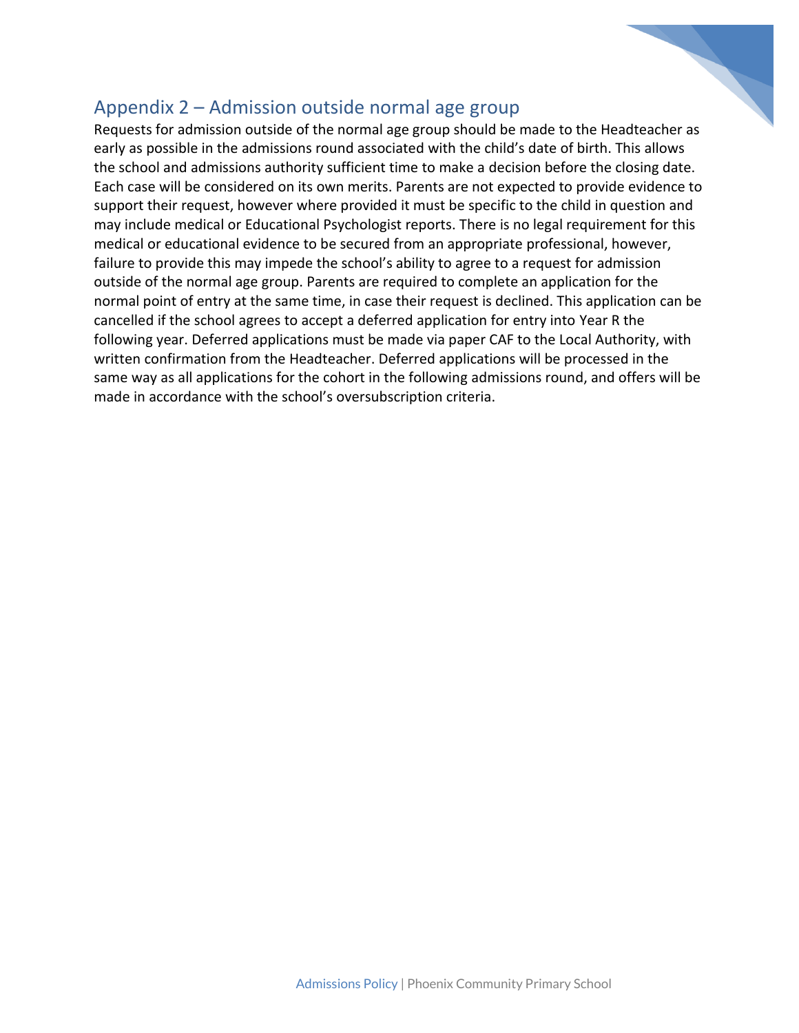## Appendix 2 – Admission outside normal age group

Requests for admission outside of the normal age group should be made to the Headteacher as early as possible in the admissions round associated with the child's date of birth. This allows the school and admissions authority sufficient time to make a decision before the closing date. Each case will be considered on its own merits. Parents are not expected to provide evidence to support their request, however where provided it must be specific to the child in question and may include medical or Educational Psychologist reports. There is no legal requirement for this medical or educational evidence to be secured from an appropriate professional, however, failure to provide this may impede the school's ability to agree to a request for admission outside of the normal age group. Parents are required to complete an application for the normal point of entry at the same time, in case their request is declined. This application can be cancelled if the school agrees to accept a deferred application for entry into Year R the following year. Deferred applications must be made via paper CAF to the Local Authority, with written confirmation from the Headteacher. Deferred applications will be processed in the same way as all applications for the cohort in the following admissions round, and offers will be made in accordance with the school's oversubscription criteria.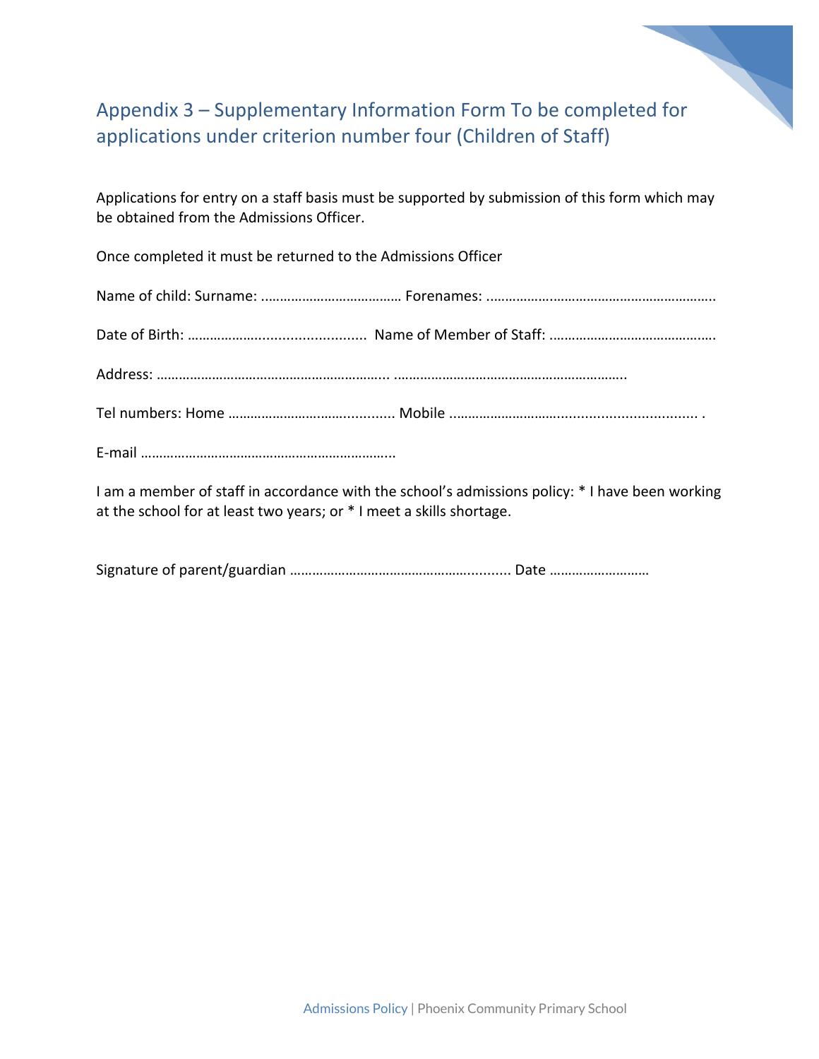## Appendix 3 – Supplementary Information Form To be completed for applications under criterion number four (Children of Staff)

Applications for entry on a staff basis must be supported by submission of this form which may be obtained from the Admissions Officer.

Once completed it must be returned to the Admissions Officer

Name of child: Surname: ……………………………… Forenames: ……………………………………………………..

Date of Birth: …………………........................ Name of Member of Staff: …………………………………….

Address: …………………………………………………….. ……………………………………………………..

Tel numbers: Home ………………………….............. Mobile ……………………….................................. .

E-mail …………………………………………………………..

I am a member of staff in accordance with the school's admissions policy: * I have been working at the school for at least two years; or * I meet a skills shortage.

Signature of parent/guardian ………………………………………….......... Date ………………………